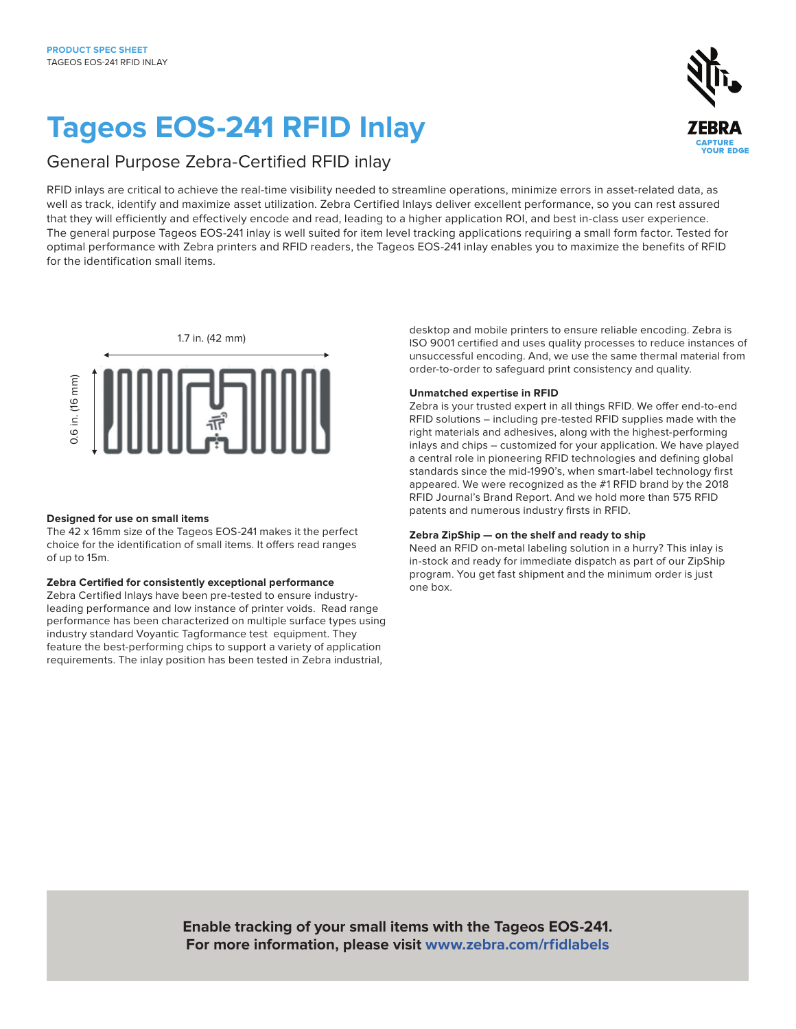PRODUCT SPEC SHEET
TAGEOS EOS-241 RFID INLAY

# Tageos EOS-241 RFID Inlay

## General Purpose Zebra-Certified RFID inlay

RFID inlays are critical to achieve the real-time visibility needed to streamline operations, minimize errors in asset-related data, as well as track, identify and maximize asset utilization. Zebra Certified Inlays deliver excellent performance, so you can rest assured that they will efficiently and effectively encode and read, leading to a higher application ROI, and best in-class user experience. The general purpose Tageos EOS-241 inlay is well suited for item level tracking applications requiring a small form factor. Tested for optimal performance with Zebra printers and RFID readers, the Tageos EOS-241 inlay enables you to maximize the benefits of RFID for the identification small items.

1.7 in. (42 mm)

0.6 in. (16 mm)

### Designed for use on small items

The 42 x 16mm size of the Tageos EOS-241 makes it the perfect choice for the identification of small items. It offers read ranges of up to 15m.

### Zebra Certified for consistently exceptional performance

Zebra Certified Inlays have been pre-tested to ensure industry-leading performance and low instance of printer voids. Read range performance has been characterized on multiple surface types using industry standard Voyantic Tagformance test equipment. They feature the best-performing chips to support a variety of application requirements. The inlay position has been tested in Zebra industrial, desktop and mobile printers to ensure reliable encoding. Zebra is ISO 9001 certified and uses quality processes to reduce instances of unsuccessful encoding. And, we use the same thermal material from order-to-order to safeguard print consistency and quality.

### Unmatched expertise in RFID

Zebra is your trusted expert in all things RFID. We offer end-to-end RFID solutions – including pre-tested RFID supplies made with the right materials and adhesives, along with the highest-performing inlays and chips – customized for your application. We have played a central role in pioneering RFID technologies and defining global standards since the mid-1990's, when smart-label technology first appeared. We were recognized as the #1 RFID brand by the 2018 RFID Journal's Brand Report. And we hold more than 575 RFID patents and numerous industry firsts in RFID.

### Zebra ZipShip — on the shelf and ready to ship

Need an RFID on-metal labeling solution in a hurry? This inlay is in-stock and ready for immediate dispatch as part of our ZipShip program. You get fast shipment and the minimum order is just one box.

**Enable tracking of your small items with the Tageos EOS-241.**
**For more information, please visit www.zebra.com/rfidlabels**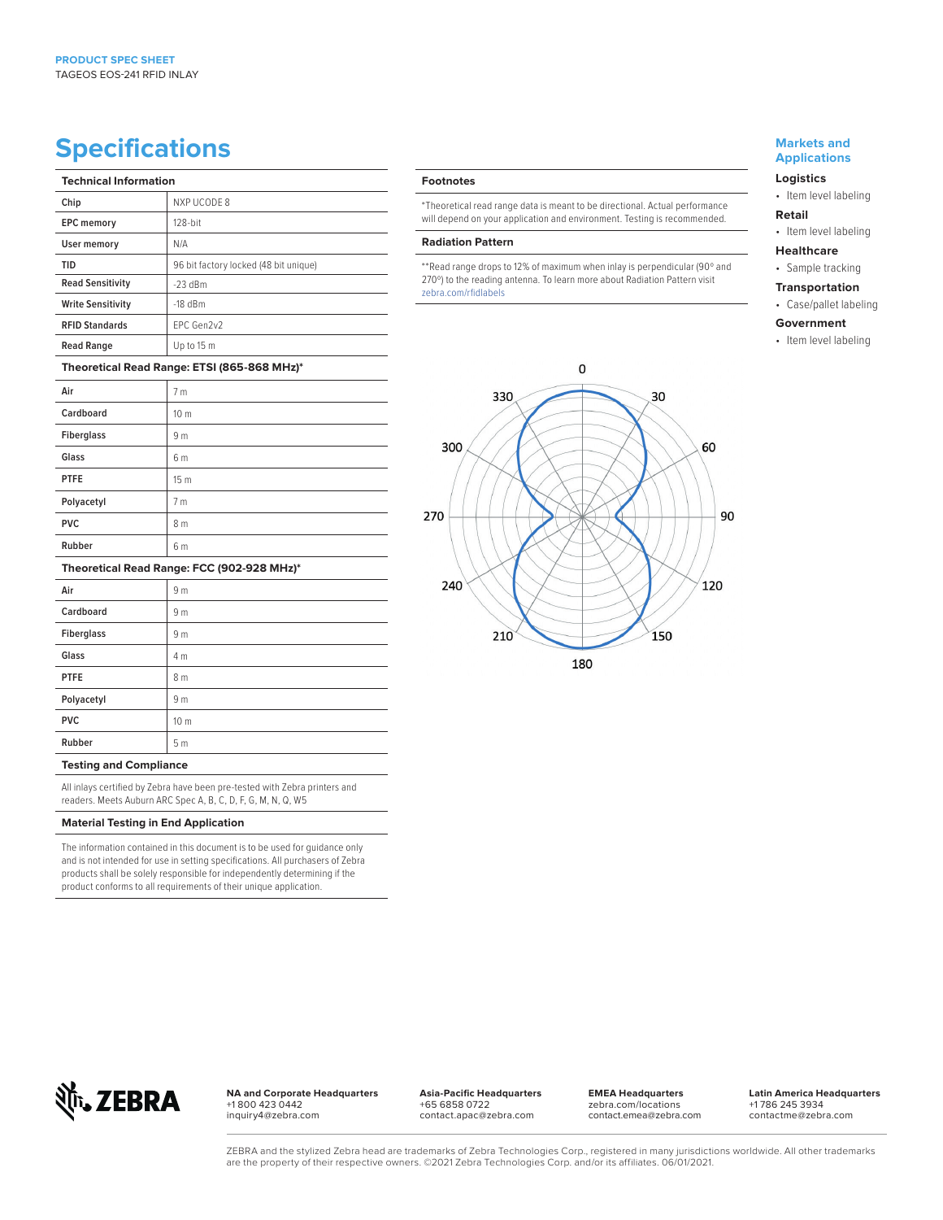# Specifications

| Technical Information | |
|---|---|
| Chip | NXP UCODE 8 |
| EPC memory | 128-bit |
| User memory | N/A |
| TID | 96 bit factory locked (48 bit unique) |
| Read Sensitivity | -23 dBm |
| Write Sensitivity | -18 dBm |
| RFID Standards | EPC Gen2v2 |
| Read Range | Up to 15 m |

| Theoretical Read Range: ETSI (865-868 MHz)* | |
|---|---|
| Air | 7 m |
| Cardboard | 10 m |
| Fiberglass | 9 m |
| Glass | 6 m |
| PTFE | 15 m |
| Polyacetyl | 7 m |
| PVC | 8 m |
| Rubber | 6 m |

| Theoretical Read Range: FCC (902-928 MHz)* | |
|---|---|
| Air | 9 m |
| Cardboard | 9 m |
| Fiberglass | 9 m |
| Glass | 4 m |
| PTFE | 8 m |
| Polyacetyl | 9 m |
| PVC | 10 m |
| Rubber | 5 m |

### Testing and Compliance

All inlays certified by Zebra have been pre-tested with Zebra printers and readers. Meets Auburn ARC Spec A, B, C, D, F, G, M, N, Q, W5

### Material Testing in End Application

The information contained in this document is to be used for guidance only and is not intended for use in setting specifications. All purchasers of Zebra products shall be solely responsible for independently determining if the product conforms to all requirements of their unique application.

### Footnotes

*Theoretical read range data is meant to be directional. Actual performance will depend on your application and environment. Testing is recommended.

### Radiation Pattern

**Read range drops to 12% of maximum when inlay is perpendicular (90° and 270°) to the reading antenna. To learn more about Radiation Pattern visit zebra.com/rfidlabels

0
30
60
90
120
150
180
210
240
270
300
330

## Markets and Applications

**Logistics**
- Item level labeling

**Retail**
- Item level labeling

**Healthcare**
- Sample tracking

**Transportation**
- Case/pallet labeling

**Government**
- Item level labeling

**NA and Corporate Headquarters**
+1 800 423 0442
inquiry4@zebra.com

**Asia-Pacific Headquarters**
+65 6858 0722
contact.apac@zebra.com

**EMEA Headquarters**
zebra.com/locations
contact.emea@zebra.com

**Latin America Headquarters**
+1 786 245 3934
contactme@zebra.com

ZEBRA and the stylized Zebra head are trademarks of Zebra Technologies Corp., registered in many jurisdictions worldwide. All other trademarks are the property of their respective owners. ©2021 Zebra Technologies Corp. and/or its affiliates. 06/01/2021.